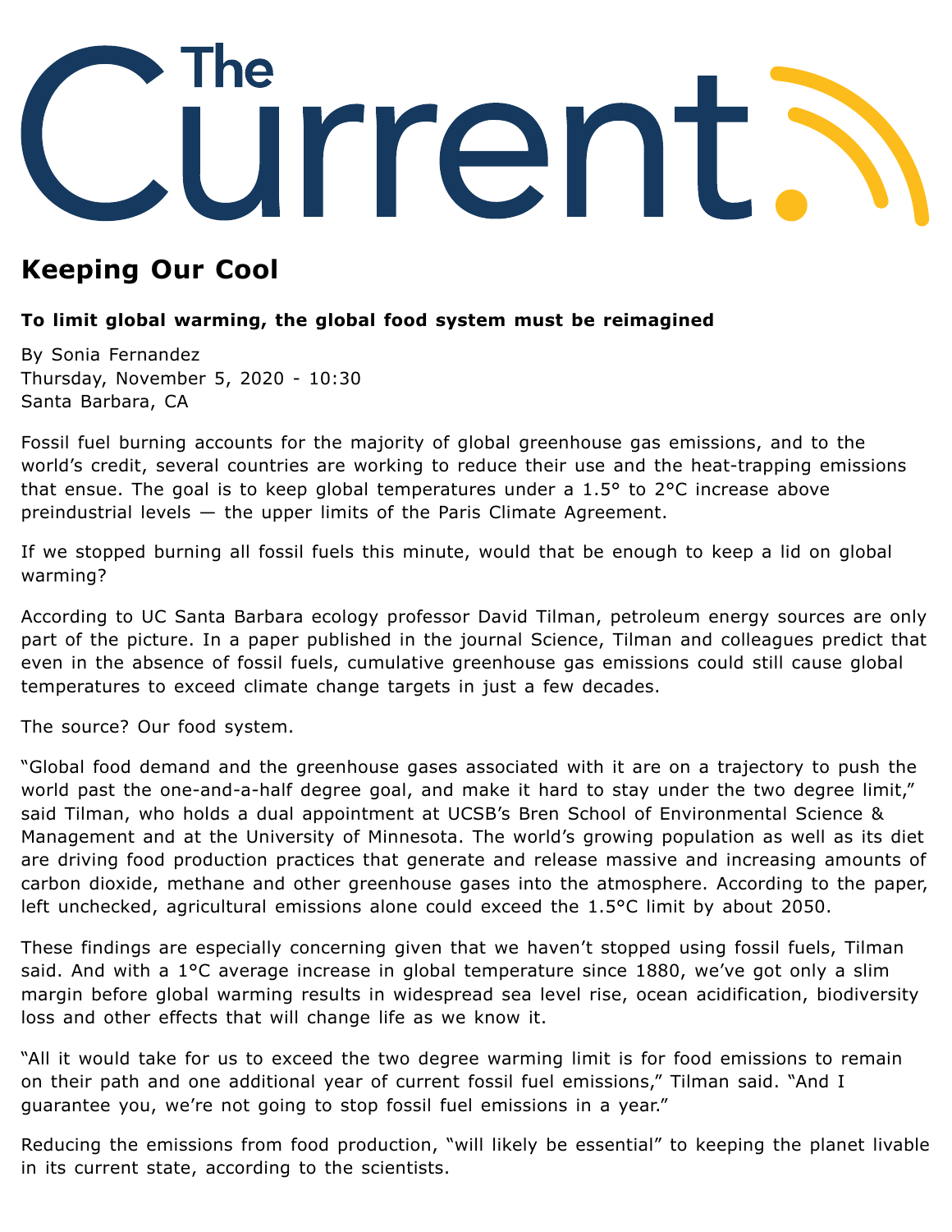# The Current

## Keeping Our Cool

**To limit global warming, the global food system must be reimagined**

By Sonia Fernandez
Thursday, November 5, 2020 - 10:30
Santa Barbara, CA

Fossil fuel burning accounts for the majority of global greenhouse gas emissions, and to the world's credit, several countries are working to reduce their use and the heat-trapping emissions that ensue. The goal is to keep global temperatures under a 1.5° to 2°C increase above preindustrial levels — the upper limits of the Paris Climate Agreement.

If we stopped burning all fossil fuels this minute, would that be enough to keep a lid on global warming?

According to UC Santa Barbara ecology professor David Tilman, petroleum energy sources are only part of the picture. In a paper published in the journal Science, Tilman and colleagues predict that even in the absence of fossil fuels, cumulative greenhouse gas emissions could still cause global temperatures to exceed climate change targets in just a few decades.

The source? Our food system.

"Global food demand and the greenhouse gases associated with it are on a trajectory to push the world past the one-and-a-half degree goal, and make it hard to stay under the two degree limit," said Tilman, who holds a dual appointment at UCSB's Bren School of Environmental Science & Management and at the University of Minnesota. The world's growing population as well as its diet are driving food production practices that generate and release massive and increasing amounts of carbon dioxide, methane and other greenhouse gases into the atmosphere. According to the paper, left unchecked, agricultural emissions alone could exceed the 1.5°C limit by about 2050.

These findings are especially concerning given that we haven't stopped using fossil fuels, Tilman said. And with a 1°C average increase in global temperature since 1880, we've got only a slim margin before global warming results in widespread sea level rise, ocean acidification, biodiversity loss and other effects that will change life as we know it.

"All it would take for us to exceed the two degree warming limit is for food emissions to remain on their path and one additional year of current fossil fuel emissions," Tilman said. "And I guarantee you, we're not going to stop fossil fuel emissions in a year."

Reducing the emissions from food production, "will likely be essential" to keeping the planet livable in its current state, according to the scientists.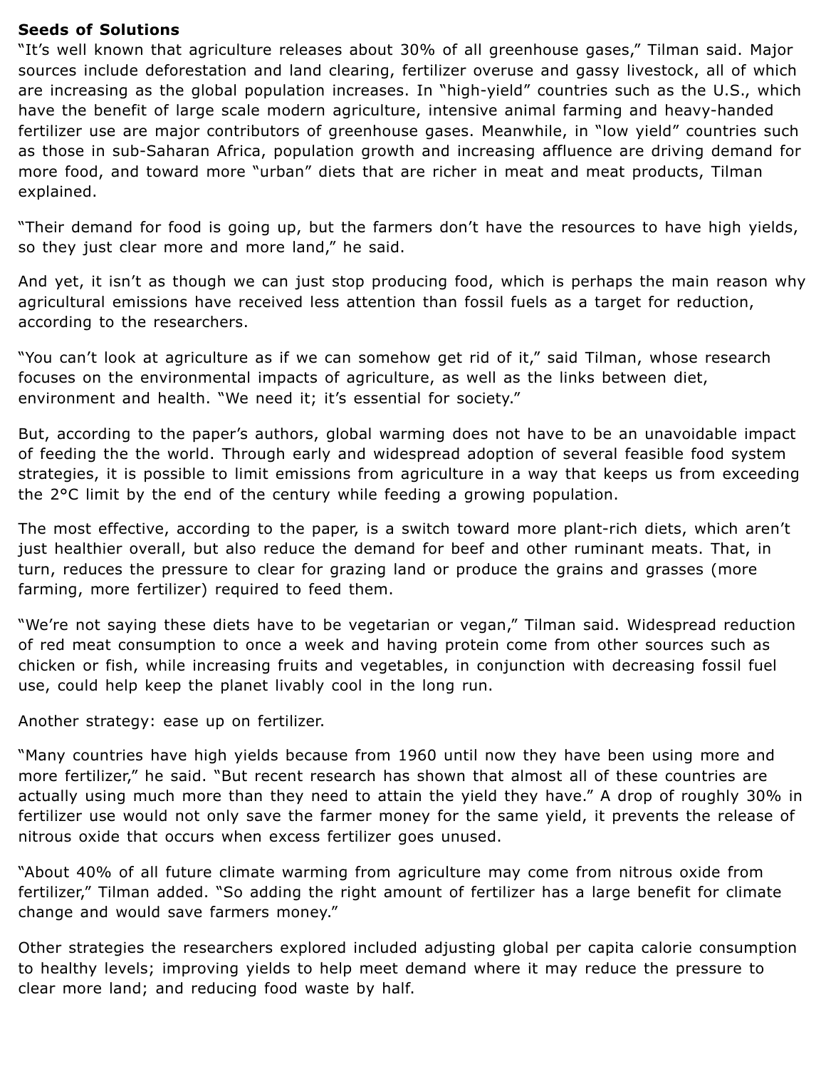**Seeds of Solutions**

"It's well known that agriculture releases about 30% of all greenhouse gases," Tilman said. Major sources include deforestation and land clearing, fertilizer overuse and gassy livestock, all of which are increasing as the global population increases. In "high-yield" countries such as the U.S., which have the benefit of large scale modern agriculture, intensive animal farming and heavy-handed fertilizer use are major contributors of greenhouse gases. Meanwhile, in "low yield" countries such as those in sub-Saharan Africa, population growth and increasing affluence are driving demand for more food, and toward more "urban" diets that are richer in meat and meat products, Tilman explained.

"Their demand for food is going up, but the farmers don't have the resources to have high yields, so they just clear more and more land," he said.

And yet, it isn't as though we can just stop producing food, which is perhaps the main reason why agricultural emissions have received less attention than fossil fuels as a target for reduction, according to the researchers.

"You can't look at agriculture as if we can somehow get rid of it," said Tilman, whose research focuses on the environmental impacts of agriculture, as well as the links between diet, environment and health. "We need it; it's essential for society."

But, according to the paper's authors, global warming does not have to be an unavoidable impact of feeding the the world. Through early and widespread adoption of several feasible food system strategies, it is possible to limit emissions from agriculture in a way that keeps us from exceeding the 2°C limit by the end of the century while feeding a growing population.

The most effective, according to the paper, is a switch toward more plant-rich diets, which aren't just healthier overall, but also reduce the demand for beef and other ruminant meats. That, in turn, reduces the pressure to clear for grazing land or produce the grains and grasses (more farming, more fertilizer) required to feed them.

"We're not saying these diets have to be vegetarian or vegan," Tilman said. Widespread reduction of red meat consumption to once a week and having protein come from other sources such as chicken or fish, while increasing fruits and vegetables, in conjunction with decreasing fossil fuel use, could help keep the planet livably cool in the long run.

Another strategy: ease up on fertilizer.

"Many countries have high yields because from 1960 until now they have been using more and more fertilizer," he said. "But recent research has shown that almost all of these countries are actually using much more than they need to attain the yield they have." A drop of roughly 30% in fertilizer use would not only save the farmer money for the same yield, it prevents the release of nitrous oxide that occurs when excess fertilizer goes unused.

"About 40% of all future climate warming from agriculture may come from nitrous oxide from fertilizer," Tilman added. "So adding the right amount of fertilizer has a large benefit for climate change and would save farmers money."

Other strategies the researchers explored included adjusting global per capita calorie consumption to healthy levels; improving yields to help meet demand where it may reduce the pressure to clear more land; and reducing food waste by half.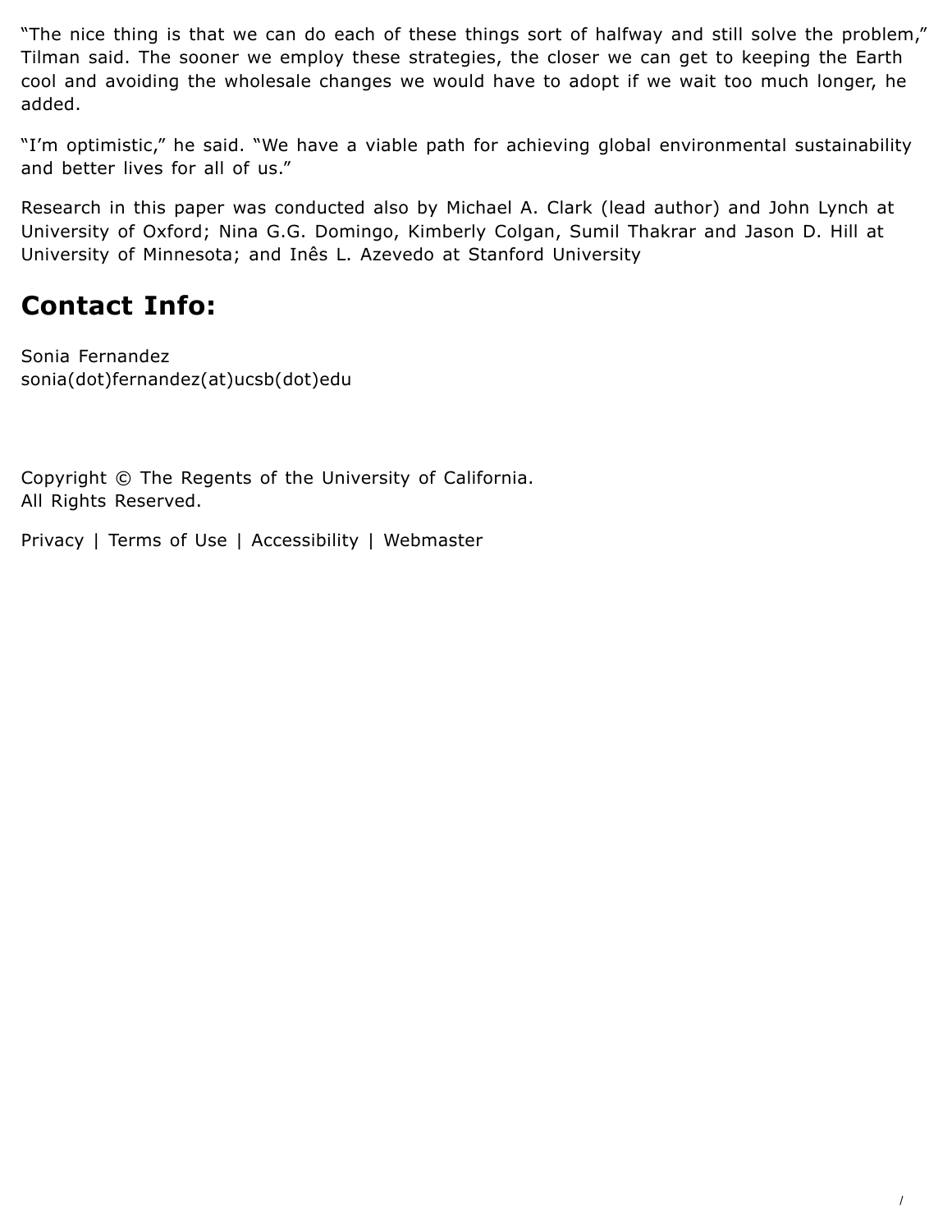"The nice thing is that we can do each of these things sort of halfway and still solve the problem," Tilman said. The sooner we employ these strategies, the closer we can get to keeping the Earth cool and avoiding the wholesale changes we would have to adopt if we wait too much longer, he added.

"I'm optimistic," he said. "We have a viable path for achieving global environmental sustainability and better lives for all of us."

Research in this paper was conducted also by Michael A. Clark (lead author) and John Lynch at University of Oxford; Nina G.G. Domingo, Kimberly Colgan, Sumil Thakrar and Jason D. Hill at University of Minnesota; and Inês L. Azevedo at Stanford University

## Contact Info:

Sonia Fernandez
sonia(dot)fernandez(at)ucsb(dot)edu

Copyright © The Regents of the University of California.
All Rights Reserved.

Privacy | Terms of Use | Accessibility | Webmaster